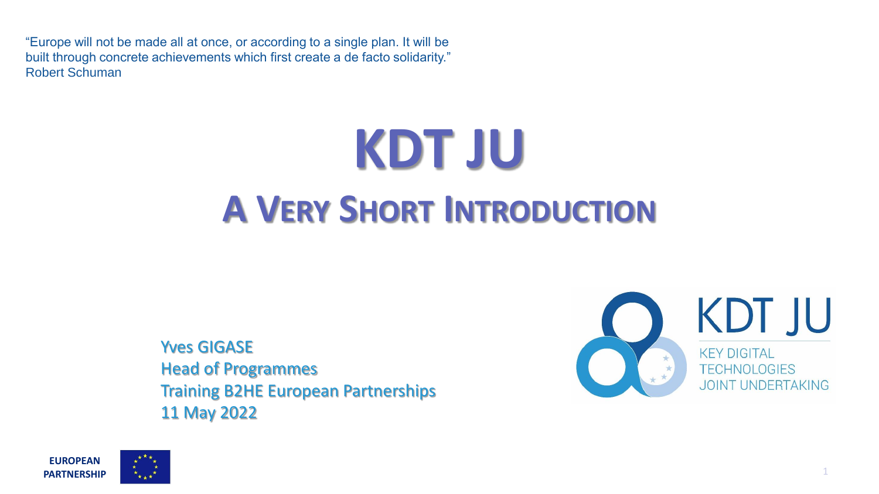"Europe will not be made all at once, or according to a single plan. It will be built through concrete achievements which first create a de facto solidarity."
Robert Schuman

# KDT JU

## A Very Short Introduction

Yves GIGASE
Head of Programmes
Training B2HE European Partnerships
11 May 2022

KDT JU
KEY DIGITAL TECHNOLOGIES JOINT UNDERTAKING

EUROPEAN PARTNERSHIP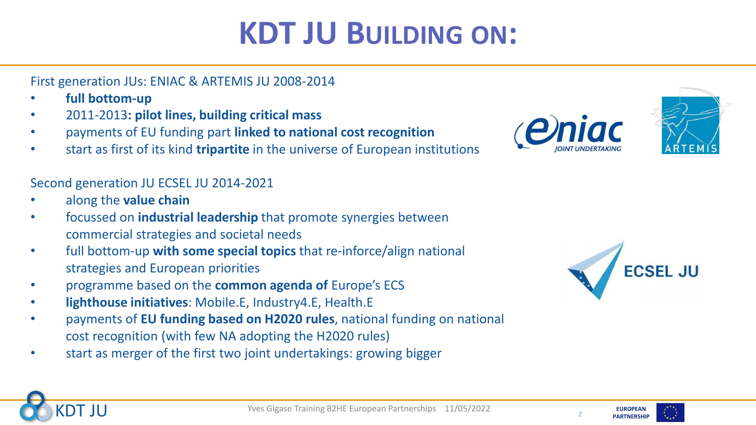# KDT JU BUILDING ON:

First generation JUs: ENIAC & ARTEMIS JU 2008-2014

- **full bottom-up**
- 2011-2013**: pilot lines, building critical mass**
- payments of EU funding part **linked to national cost recognition**
- start as first of its kind **tripartite** in the universe of European institutions

Second generation JU ECSEL JU 2014-2021

- along the **value chain**
- focussed on **industrial leadership** that promote synergies between commercial strategies and societal needs
- full bottom-up **with some special topics** that re-inforce/align national strategies and European priorities
- programme based on the **common agenda of** Europe's ECS
- **lighthouse initiatives**: Mobile.E, Industry4.E, Health.E
- payments of **EU funding based on H2020 rules**, national funding on national cost recognition (with few NA adopting the H2020 rules)
- start as merger of the first two joint undertakings: growing bigger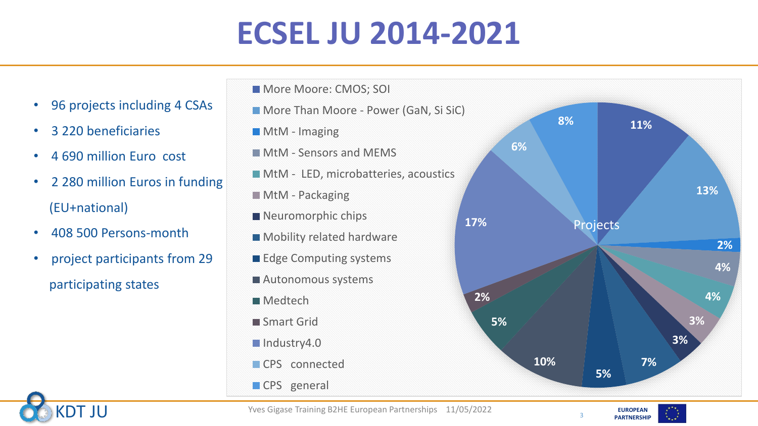# ECSEL JU 2014-2021

- 96 projects including 4 CSAs
- 3 220 beneficiaries
- 4 690 million Euro cost
- 2 280 million Euros in funding (EU+national)
- 408 500 Persons-month
- project participants from 29 participating states

**Projects**

| Category | Share |
|---|---|
| More Moore: CMOS; SOI | 11% |
| More Than Moore - Power (GaN, Si SiC) | 13% |
| MtM - Imaging | 2% |
| MtM - Sensors and MEMS | 4% |
| MtM - LED, microbatteries, acoustics | 4% |
| MtM - Packaging | 3% |
| Neuromorphic chips | 3% |
| Mobility related hardware | 7% |
| Edge Computing systems | 5% |
| Autonomous systems | 10% |
| Medtech | 5% |
| Smart Grid | 2% |
| Industry4.0 | 17% |
| CPS connected | 6% |
| CPS general | 8% |

Yves Gigase Training B2HE European Partnerships 11/05/2022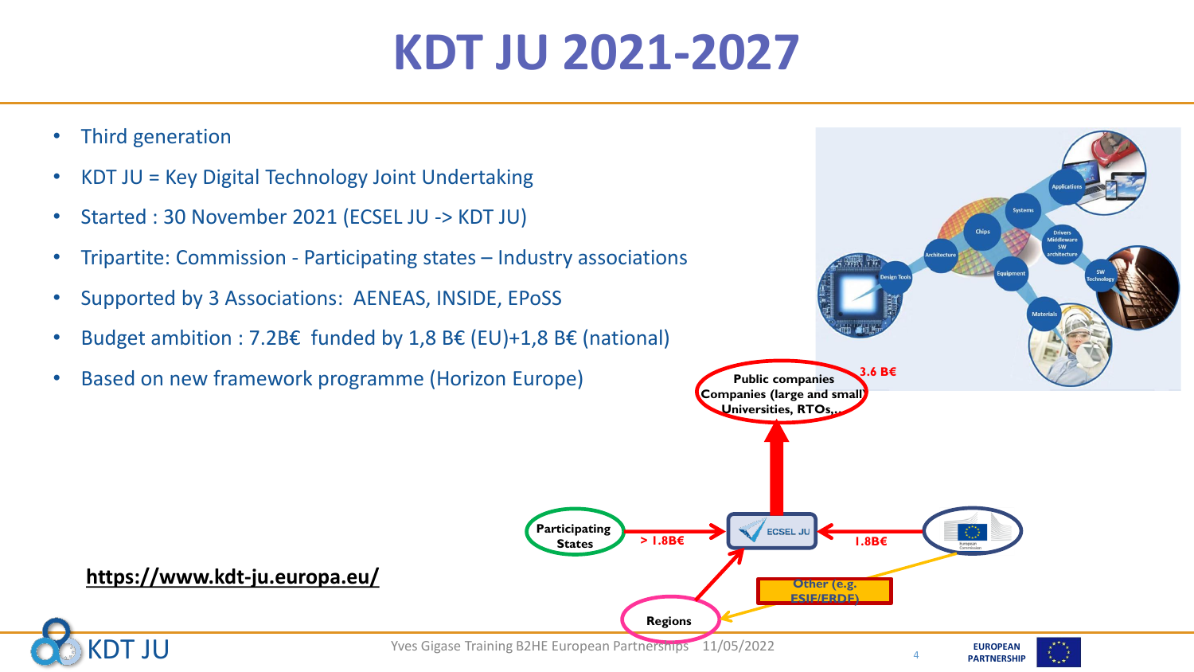# KDT JU 2021-2027

- Third generation
- KDT JU = Key Digital Technology Joint Undertaking
- Started : 30 November 2021 (ECSEL JU -> KDT JU)
- Tripartite: Commission - Participating states – Industry associations
- Supported by 3 Associations: AENEAS, INSIDE, EPoSS
- Budget ambition : 7.2B€ funded by 1,8 B€ (EU)+1,8 B€ (national)
- Based on new framework programme (Horizon Europe)

**https://www.kdt-ju.europa.eu/**

Public companies
Companies (large and small)
Universities, RTOs,..

3.6 B€

Participating States

> 1.8B€

ECSEL JU

1.8B€

Other (e.g. ESIF/ERDF)

Regions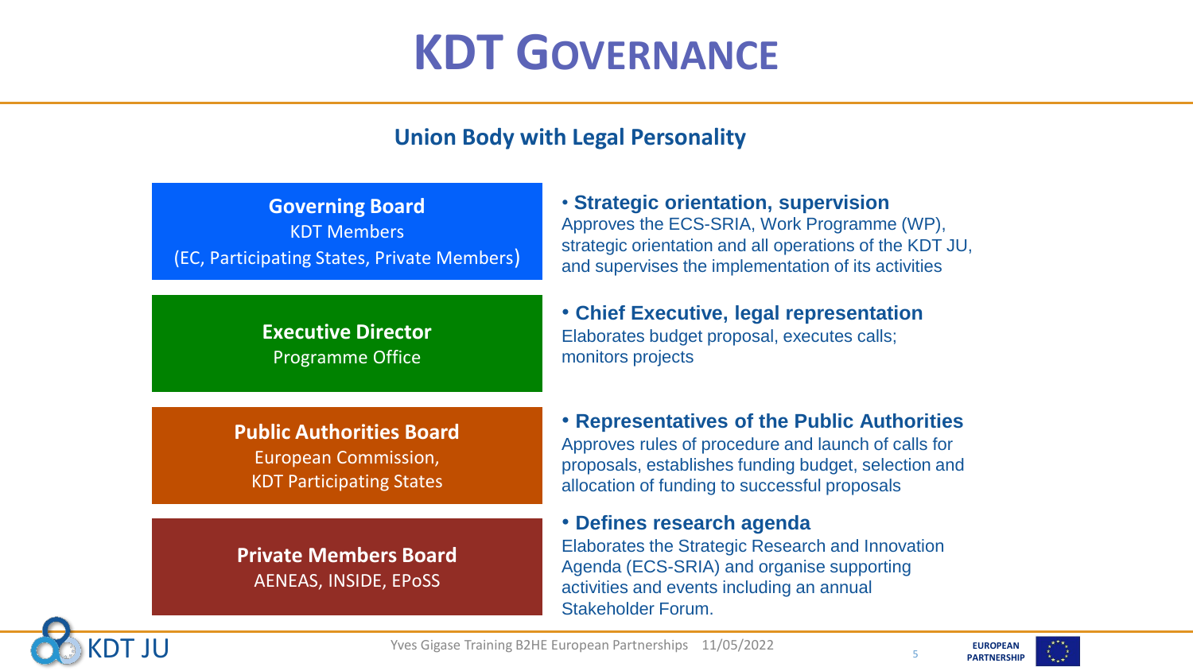# KDT GOVERNANCE

## Union Body with Legal Personality

**Governing Board**
KDT Members
(EC, Participating States, Private Members)

- **Strategic orientation, supervision**
  Approves the ECS-SRIA, Work Programme (WP), strategic orientation and all operations of the KDT JU, and supervises the implementation of its activities

**Executive Director**
Programme Office

- **Chief Executive, legal representation**
  Elaborates budget proposal, executes calls; monitors projects

**Public Authorities Board**
European Commission,
KDT Participating States

- **Representatives of the Public Authorities**
  Approves rules of procedure and launch of calls for proposals, establishes funding budget, selection and allocation of funding to successful proposals

**Private Members Board**
AENEAS, INSIDE, EPoSS

- **Defines research agenda**
  Elaborates the Strategic Research and Innovation Agenda (ECS-SRIA) and organise supporting activities and events including an annual Stakeholder Forum.

Yves Gigase Training B2HE European Partnerships 11/05/2022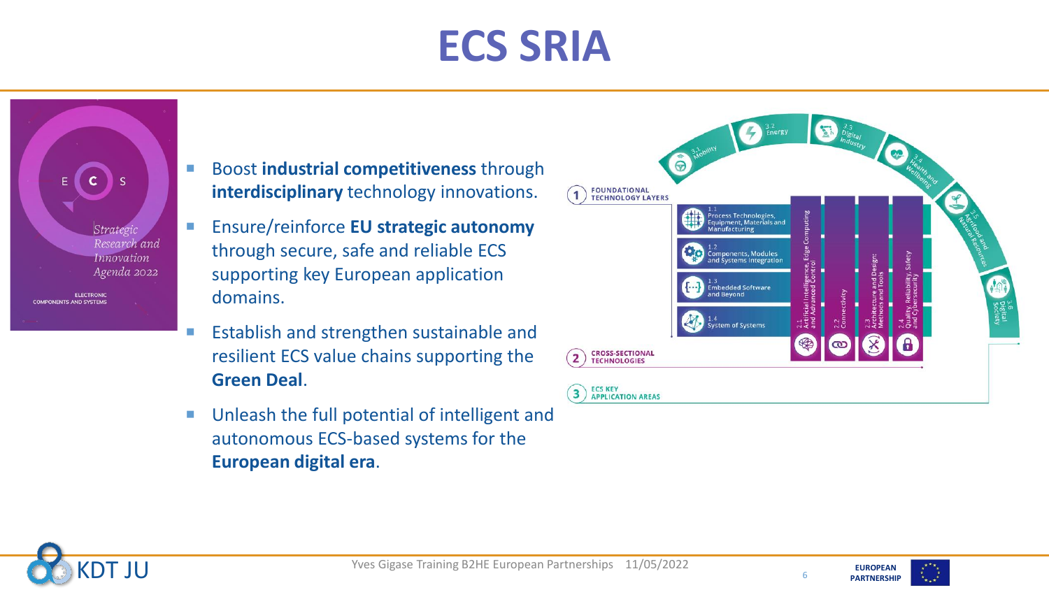# ECS SRIA

- Boost **industrial competitiveness** through **interdisciplinary** technology innovations.
- Ensure/reinforce **EU strategic autonomy** through secure, safe and reliable ECS supporting key European application domains.
- Establish and strengthen sustainable and resilient ECS value chains supporting the **Green Deal**.
- Unleash the full potential of intelligent and autonomous ECS-based systems for the **European digital era**.

1. FOUNDATIONAL TECHNOLOGY LAYERS
   - 1.1 Process Technologies, Equipment, Materials and Manufacturing
   - 1.2 Components, Modules and Systems Integration
   - 1.3 Embedded Software and Beyond
   - 1.4 System of Systems
2. CROSS-SECTIONAL TECHNOLOGIES
   - 2.1 Artificial Intelligence, Edge Computing and Advanced Control
   - 2.2 Connectivity
   - 2.3 Architecture and Design: Methods and Tools
   - 2.4 Quality, Reliability, Safety and Cybersecurity
3. ECS KEY APPLICATION AREAS
   - 3.1 Mobility
   - 3.2 Energy
   - 3.3 Digital Industry
   - 3.4 Health and Wellbeing
   - 3.5 Agrifood and Natural Resources
   - 3.6 Digital Society

Yves Gigase Training B2HE European Partnerships 11/05/2022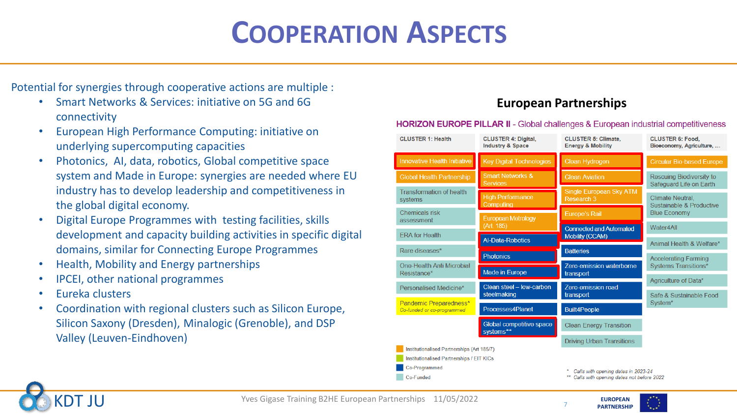# COOPERATION ASPECTS

Potential for synergies through cooperative actions are multiple :

- Smart Networks & Services: initiative on 5G and 6G connectivity
- European High Performance Computing: initiative on underlying supercomputing capacities
- Photonics, AI, data, robotics, Global competitive space system and Made in Europe: synergies are needed where EU industry has to develop leadership and competitiveness in the global digital economy.
- Digital Europe Programmes with testing facilities, skills development and capacity building activities in specific digital domains, similar for Connecting Europe Programmes
- Health, Mobility and Energy partnerships
- IPCEI, other national programmes
- Eureka clusters
- Coordination with regional clusters such as Silicon Europe, Silicon Saxony (Dresden), Minalogic (Grenoble), and DSP Valley (Leuven-Eindhoven)

## European Partnerships

**HORIZON EUROPE PILLAR II** - Global challenges & European industrial competitiveness

| CLUSTER 1: Health | CLUSTER 4: Digital, Industry & Space | CLUSTER 5: Climate, Energy & Mobility | CLUSTER 6: Food, Bioeconomy, Agriculture, ... |
|---|---|---|---|
| Innovative Health Initiative | Key Digital Technologies | Clean Hydrogen | Circular Bio-based Europe |
| Global Health Partnership | Smart Networks & Services | Clean Aviation | Rescuing Biodiversity to Safeguard Life on Earth |
| Transformation of health systems | High Performance Computing | Single European Sky ATM Research 3 | Climate Neutral, Sustainable & Productive Blue Economy |
| Chemicals risk assessment | European Metrology (Art. 185) | Europe's Rail | Water4All |
| ERA for Health | AI-Data-Robotics | Connected and Automated Mobility (CCAM) | Animal Health & Welfare* |
| Rare diseases* | Photonics | Batteries | Accelerating Farming Systems Transitions* |
| One-Health Anti Microbial Resistance* | Made in Europe | Zero-emission waterborne transport | Agriculture of Data* |
| Personalised Medicine* | Clean steel – low-carbon steelmaking | Zero-emission road transport | Safe & Sustainable Food System* |
| Pandemic Preparedness* *Co-funded or co-programmed* | Processes4Planet | Built4People | |
| | Global competitive space systems** | Clean Energy Transition | |
| | | Driving Urban Transitions | |

- Institutionalised Partnerships (Art 185/7)
- Institutionalised Partnerships / EIT KICs
- Co-Programmed
- Co-Funded

\* Calls with opening dates in 2023-24
\** Calls with opening dates not before 2022

Yves Gigase Training B2HE European Partnerships 11/05/2022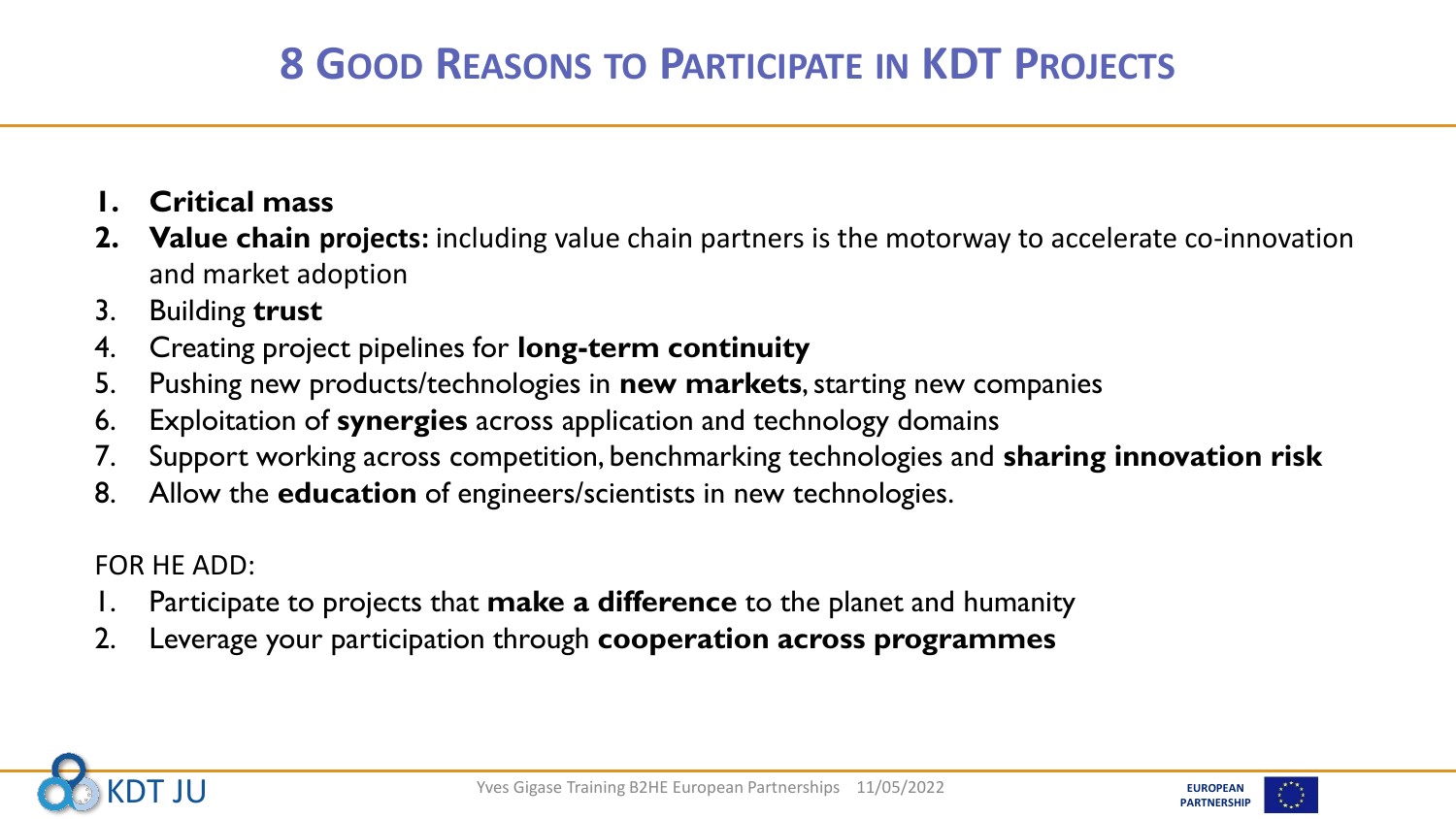# 8 Good Reasons to Participate in KDT Projects

1. **Critical mass**
2. **Value chain projects:** including value chain partners is the motorway to accelerate co-innovation and market adoption
3. Building **trust**
4. Creating project pipelines for **long-term continuity**
5. Pushing new products/technologies in **new markets**, starting new companies
6. Exploitation of **synergies** across application and technology domains
7. Support working across competition, benchmarking technologies and **sharing innovation risk**
8. Allow the **education** of engineers/scientists in new technologies.

FOR HE ADD:

1. Participate to projects that **make a difference** to the planet and humanity
2. Leverage your participation through **cooperation across programmes**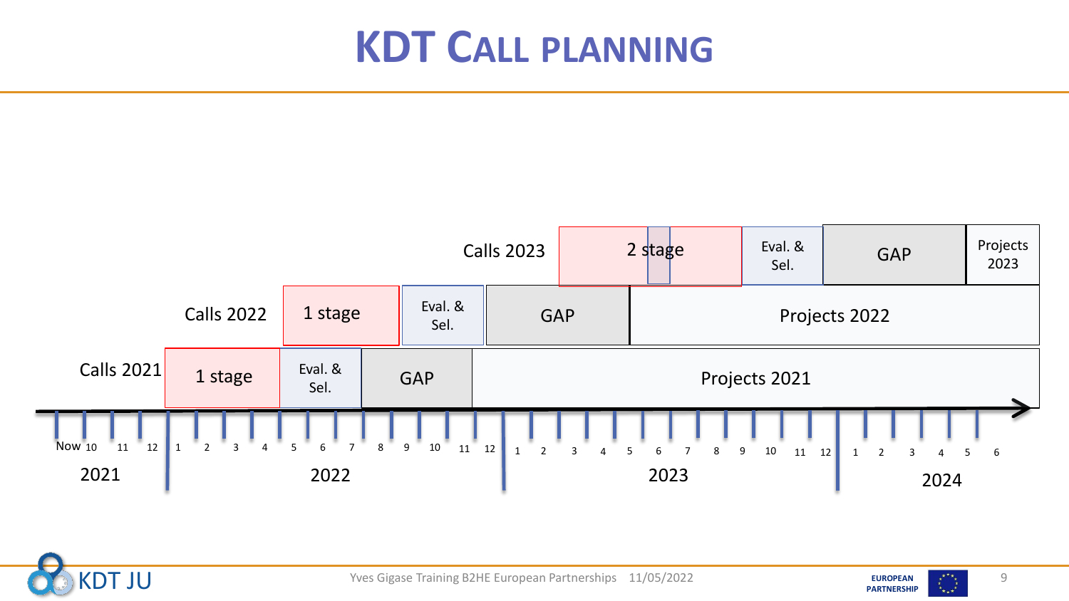# KDT CALL PLANNING

| | | | | |
|---|---|---|---|---|
| Calls 2023 | 2 stage | Eval. & Sel. | GAP | Projects 2023 |
| Calls 2022 | 1 stage | Eval. & Sel. | GAP | Projects 2022 |
| Calls 2021 | 1 stage | Eval. & Sel. | GAP | Projects 2021 |

Now 10 11 12 | 1 2 3 4 5 6 7 8 9 10 11 12 | 1 2 3 4 5 6 7 8 9 10 11 12 | 1 2 3 4 5 6

2021 | 2022 | 2023 | 2024

Yves Gigase Training B2HE European Partnerships 11/05/2022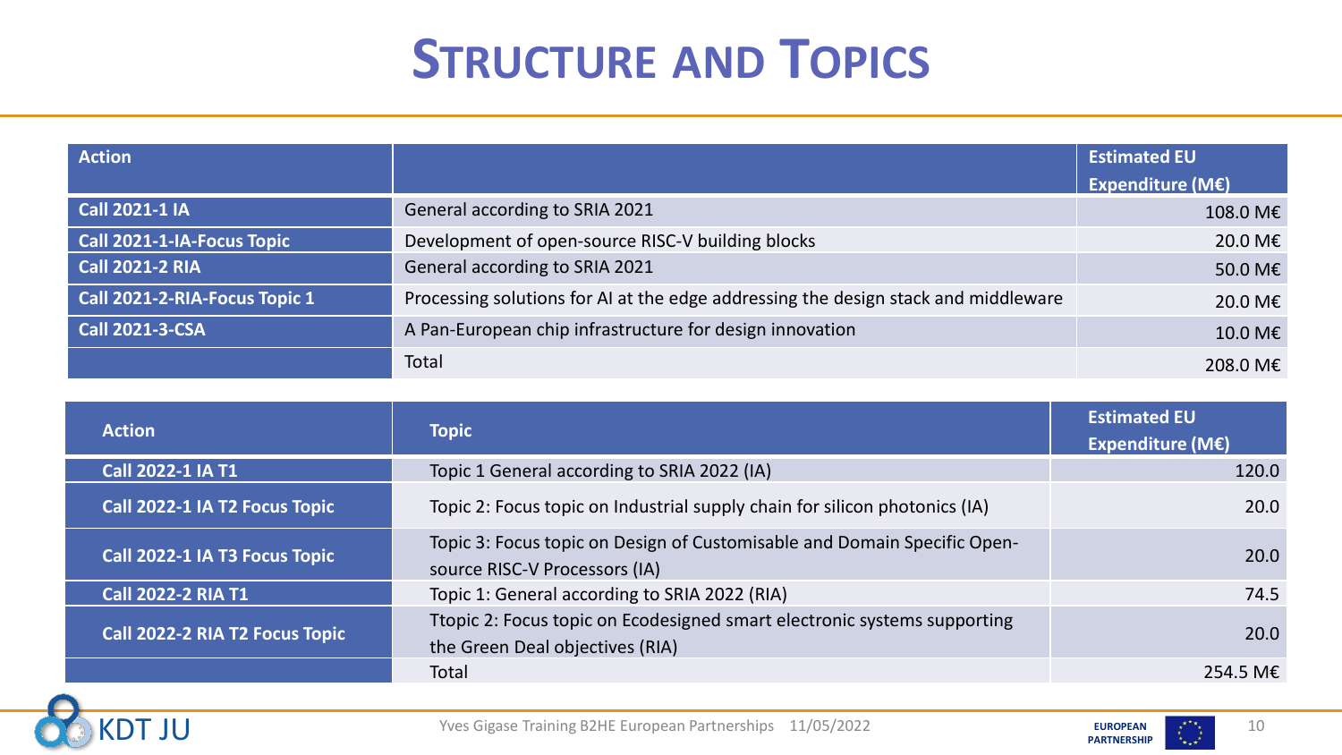# STRUCTURE AND TOPICS

| Action | | Estimated EU Expenditure (M€) |
|---|---|---|
| **Call 2021-1 IA** | General according to SRIA 2021 | 108.0 M€ |
| **Call 2021-1-IA-Focus Topic** | Development of open-source RISC-V building blocks | 20.0 M€ |
| **Call 2021-2 RIA** | General according to SRIA 2021 | 50.0 M€ |
| **Call 2021-2-RIA-Focus Topic 1** | Processing solutions for AI at the edge addressing the design stack and middleware | 20.0 M€ |
| **Call 2021-3-CSA** | A Pan-European chip infrastructure for design innovation | 10.0 M€ |
| | Total | 208.0 M€ |

| Action | Topic | Estimated EU Expenditure (M€) |
|---|---|---|
| **Call 2022-1 IA T1** | Topic 1 General according to SRIA 2022 (IA) | 120.0 |
| **Call 2022-1 IA T2 Focus Topic** | Topic 2: Focus topic on Industrial supply chain for silicon photonics (IA) | 20.0 |
| **Call 2022-1 IA T3 Focus Topic** | Topic 3: Focus topic on Design of Customisable and Domain Specific Open-source RISC-V Processors (IA) | 20.0 |
| **Call 2022-2 RIA T1** | Topic 1: General according to SRIA 2022 (RIA) | 74.5 |
| **Call 2022-2 RIA T2 Focus Topic** | Ttopic 2: Focus topic on Ecodesigned smart electronic systems supporting the Green Deal objectives (RIA) | 20.0 |
| | Total | 254.5 M€ |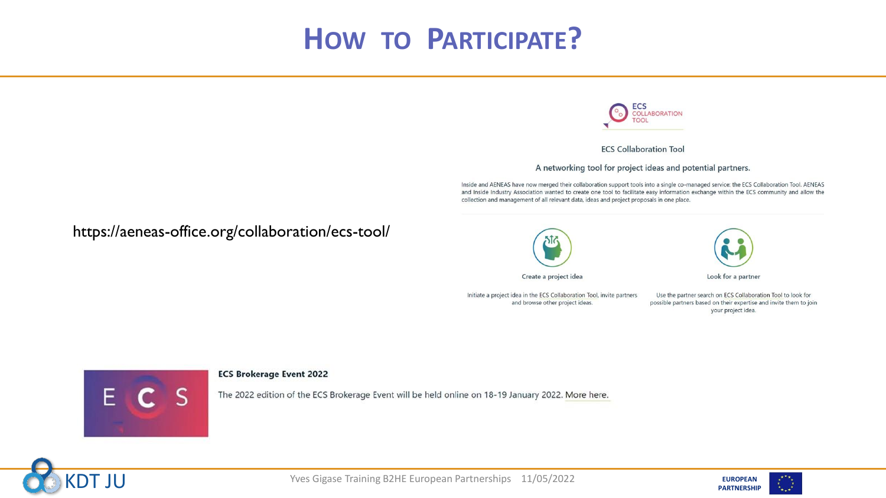# How to Participate?

https://aeneas-office.org/collaboration/ecs-tool/

ECS COLLABORATION TOOL

ECS Collaboration Tool

A networking tool for project ideas and potential partners.

Inside and AENEAS have now merged their collaboration support tools into a single co-managed service: the ECS Collaboration Tool. AENEAS and Inside Industry Association wanted to create one tool to facilitate easy information exchange within the ECS community and allow the collection and management of all relevant data, ideas and project proposals in one place.

**Create a project idea**

Initiate a project idea in the ECS Collaboration Tool, invite partners and browse other project ideas.

**Look for a partner**

Use the partner search on ECS Collaboration Tool to look for possible partners based on their expertise and invite them to join your project idea.

**ECS Brokerage Event 2022**

The 2022 edition of the ECS Brokerage Event will be held online on 18-19 January 2022. More here.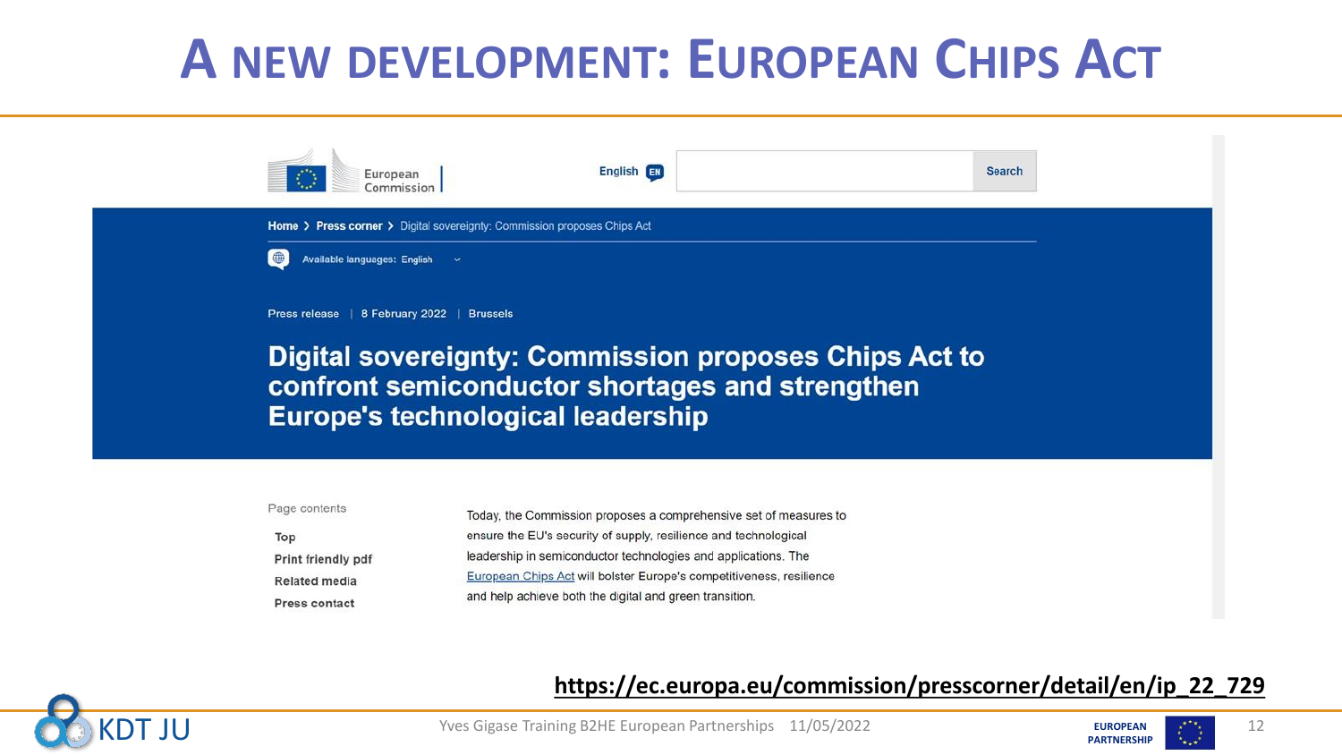# A NEW DEVELOPMENT: EUROPEAN CHIPS ACT

European Commission

English EN | Search

Home > Press corner > Digital sovereignty: Commission proposes Chips Act

Available languages: English

Press release | 8 February 2022 | Brussels

## Digital sovereignty: Commission proposes Chips Act to confront semiconductor shortages and strengthen Europe's technological leadership

Page contents

- Top
- Print friendly pdf
- Related media
- Press contact

Today, the Commission proposes a comprehensive set of measures to ensure the EU's security of supply, resilience and technological leadership in semiconductor technologies and applications. The European Chips Act will bolster Europe's competitiveness, resilience and help achieve both the digital and green transition.

**https://ec.europa.eu/commission/presscorner/detail/en/ip_22_729**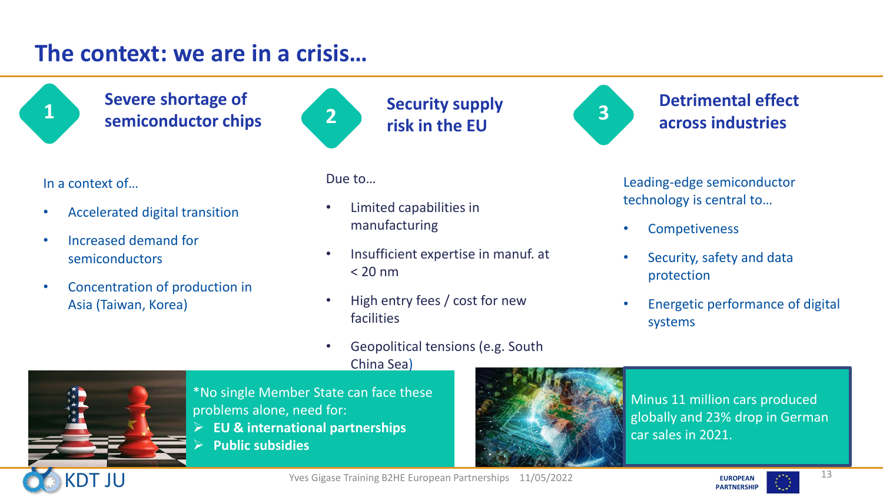# The context: we are in a crisis…

## 1 Severe shortage of semiconductor chips

In a context of…

- Accelerated digital transition
- Increased demand for semiconductors
- Concentration of production in Asia (Taiwan, Korea)

## 2 Security supply risk in the EU

Due to…

- Limited capabilities in manufacturing
- Insufficient expertise in manuf. at < 20 nm
- High entry fees / cost for new facilities
- Geopolitical tensions (e.g. South China Sea)

## 3 Detrimental effect across industries

Leading-edge semiconductor technology is central to…

- Competiveness
- Security, safety and data protection
- Energetic performance of digital systems

*No single Member State can face these problems alone, need for:

- **EU & international partnerships**
- **Public subsidies**

Minus 11 million cars produced globally and 23% drop in German car sales in 2021.